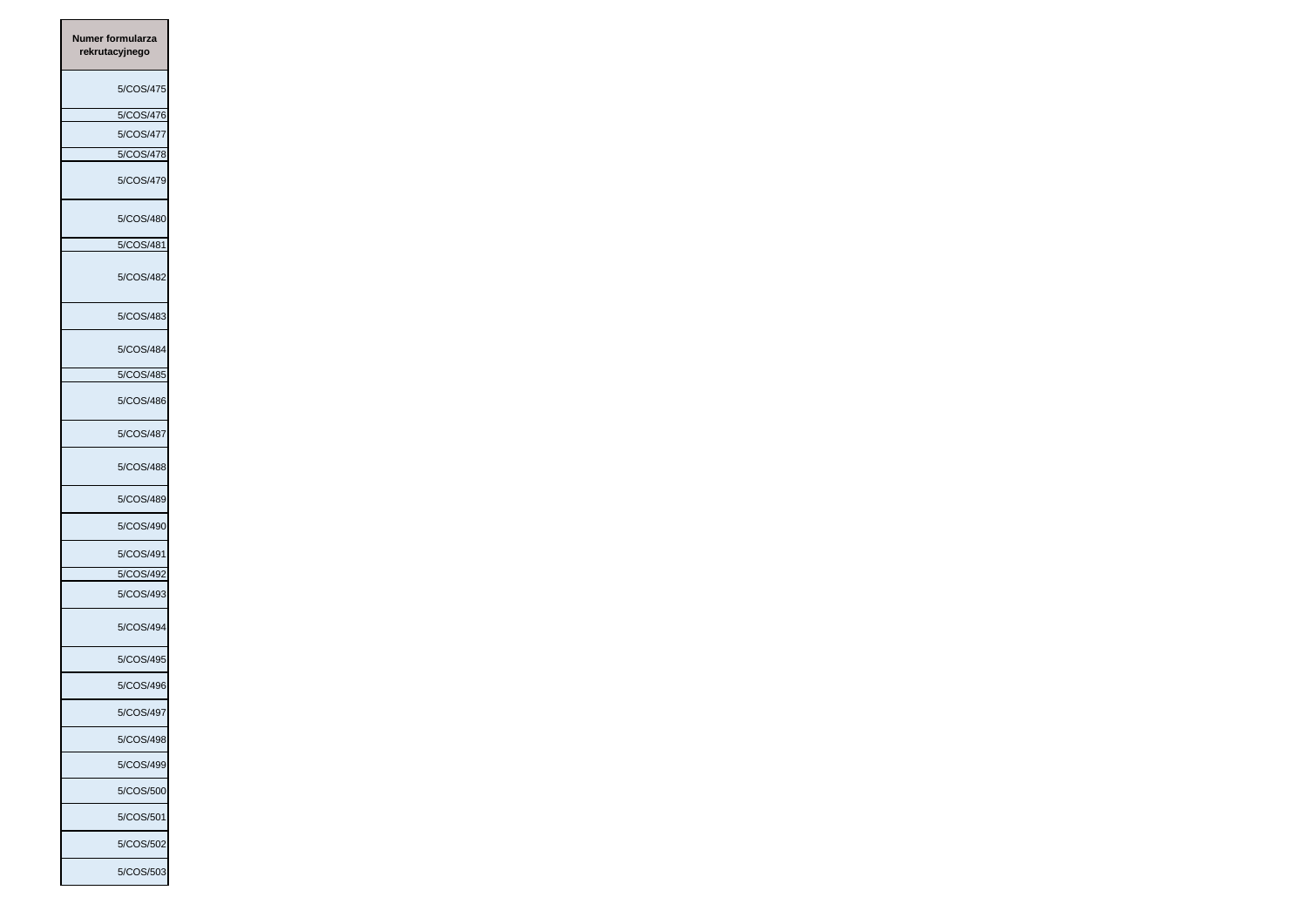| Numer formularza rekrutacyjnego |
|---|
| 5/COS/475 |
| 5/COS/476 |
| 5/COS/477 |
| 5/COS/478 |
| 5/COS/479 |
| 5/COS/480 |
| 5/COS/481 |
| 5/COS/482 |
| 5/COS/483 |
| 5/COS/484 |
| 5/COS/485 |
| 5/COS/486 |
| 5/COS/487 |
| 5/COS/488 |
| 5/COS/489 |
| 5/COS/490 |
| 5/COS/491 |
| 5/COS/492 |
| 5/COS/493 |
| 5/COS/494 |
| 5/COS/495 |
| 5/COS/496 |
| 5/COS/497 |
| 5/COS/498 |
| 5/COS/499 |
| 5/COS/500 |
| 5/COS/501 |
| 5/COS/502 |
| 5/COS/503 |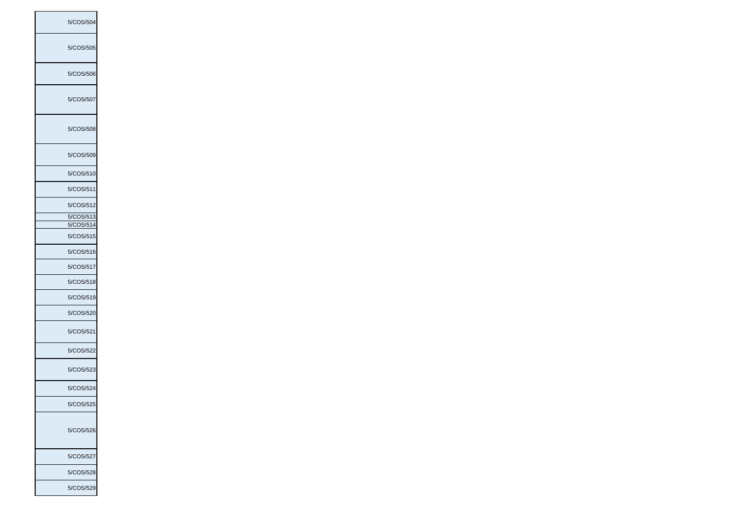| |
|---|
| 5/COS/504 |
| 5/COS/505 |
| 5/COS/506 |
| 5/COS/507 |
| 5/COS/508 |
| 5/COS/509 |
| 5/COS/510 |
| 5/COS/511 |
| 5/COS/512 |
| 5/COS/513 |
| 5/COS/514 |
| 5/COS/515 |
| 5/COS/516 |
| 5/COS/517 |
| 5/COS/518 |
| 5/COS/519 |
| 5/COS/520 |
| 5/COS/521 |
| 5/COS/522 |
| 5/COS/523 |
| 5/COS/524 |
| 5/COS/525 |
| 5/COS/526 |
| 5/COS/527 |
| 5/COS/528 |
| 5/COS/529 |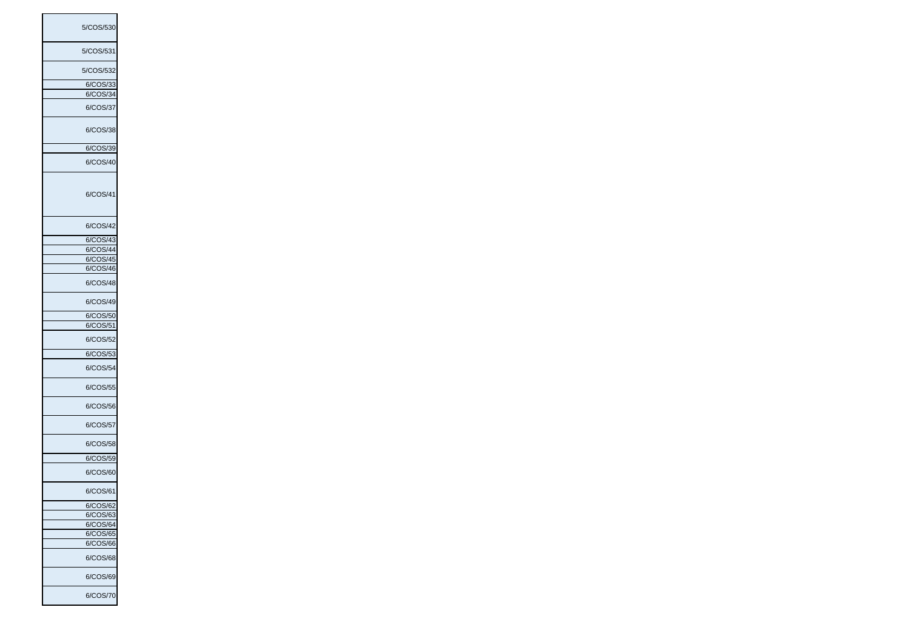| |
|---|
| 5/COS/530 |
| 5/COS/531 |
| 5/COS/532 |
| 6/COS/33 |
| 6/COS/34 |
| 6/COS/37 |
| 6/COS/38 |
| 6/COS/39 |
| 6/COS/40 |
| 6/COS/41 |
| 6/COS/42 |
| 6/COS/43 |
| 6/COS/44 |
| 6/COS/45 |
| 6/COS/46 |
| 6/COS/48 |
| 6/COS/49 |
| 6/COS/50 |
| 6/COS/51 |
| 6/COS/52 |
| 6/COS/53 |
| 6/COS/54 |
| 6/COS/55 |
| 6/COS/56 |
| 6/COS/57 |
| 6/COS/58 |
| 6/COS/59 |
| 6/COS/60 |
| 6/COS/61 |
| 6/COS/62 |
| 6/COS/63 |
| 6/COS/64 |
| 6/COS/65 |
| 6/COS/66 |
| 6/COS/68 |
| 6/COS/69 |
| 6/COS/70 |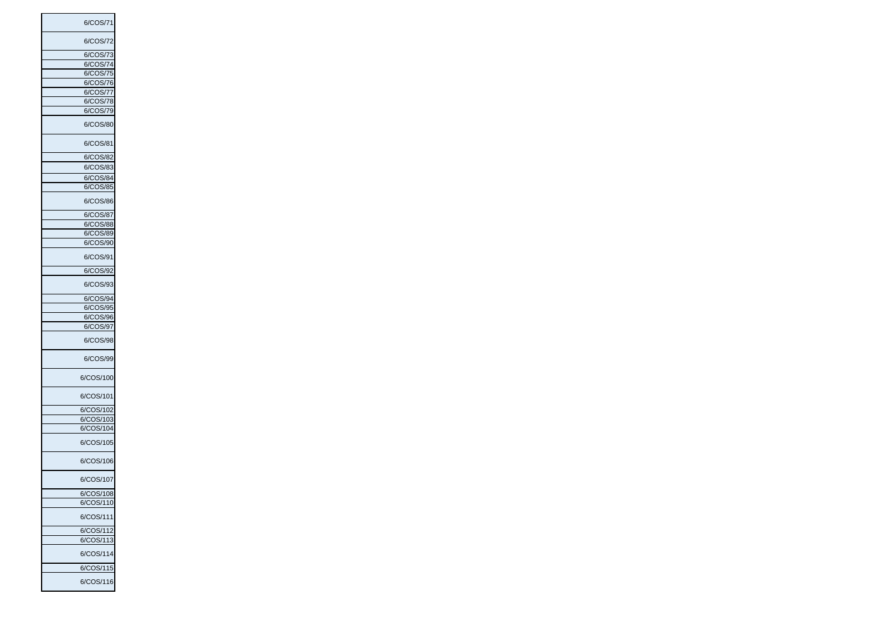| |
|---|
| 6/COS/71 |
| 6/COS/72 |
| 6/COS/73 |
| 6/COS/74 |
| 6/COS/75 |
| 6/COS/76 |
| 6/COS/77 |
| 6/COS/78 |
| 6/COS/79 |
| 6/COS/80 |
| 6/COS/81 |
| 6/COS/82 |
| 6/COS/83 |
| 6/COS/84 |
| 6/COS/85 |
| 6/COS/86 |
| 6/COS/87 |
| 6/COS/88 |
| 6/COS/89 |
| 6/COS/90 |
| 6/COS/91 |
| 6/COS/92 |
| 6/COS/93 |
| 6/COS/94 |
| 6/COS/95 |
| 6/COS/96 |
| 6/COS/97 |
| 6/COS/98 |
| 6/COS/99 |
| 6/COS/100 |
| 6/COS/101 |
| 6/COS/102 |
| 6/COS/103 |
| 6/COS/104 |
| 6/COS/105 |
| 6/COS/106 |
| 6/COS/107 |
| 6/COS/108 |
| 6/COS/110 |
| 6/COS/111 |
| 6/COS/112 |
| 6/COS/113 |
| 6/COS/114 |
| 6/COS/115 |
| 6/COS/116 |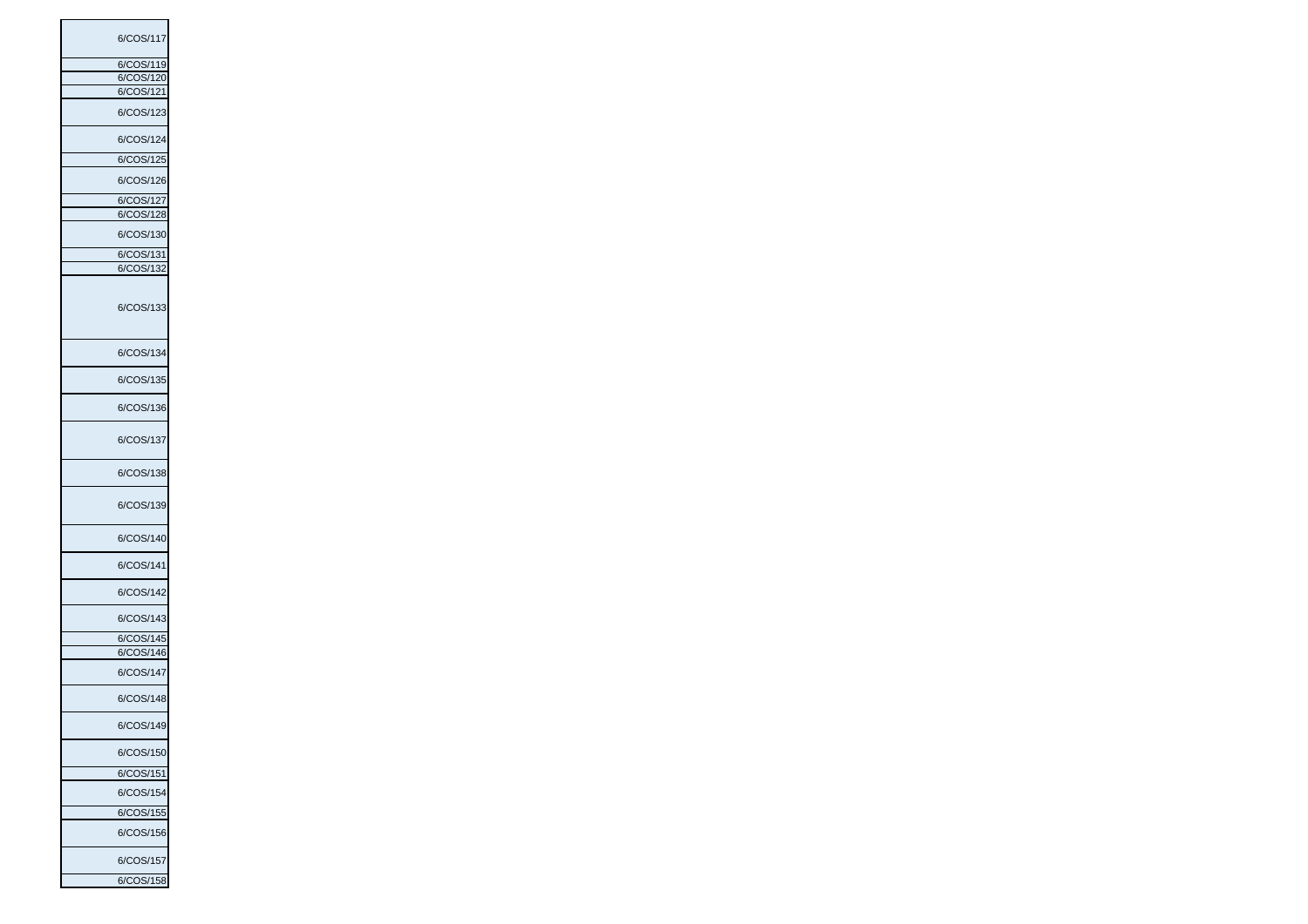| 6/COS/117 |
|---|
| 6/COS/119 |
| 6/COS/120 |
| 6/COS/121 |
| 6/COS/123 |
| 6/COS/124 |
| 6/COS/125 |
| 6/COS/126 |
| 6/COS/127 |
| 6/COS/128 |
| 6/COS/130 |
| 6/COS/131 |
| 6/COS/132 |
| 6/COS/133 |
| 6/COS/134 |
| 6/COS/135 |
| 6/COS/136 |
| 6/COS/137 |
| 6/COS/138 |
| 6/COS/139 |
| 6/COS/140 |
| 6/COS/141 |
| 6/COS/142 |
| 6/COS/143 |
| 6/COS/145 |
| 6/COS/146 |
| 6/COS/147 |
| 6/COS/148 |
| 6/COS/149 |
| 6/COS/150 |
| 6/COS/151 |
| 6/COS/154 |
| 6/COS/155 |
| 6/COS/156 |
| 6/COS/157 |
| 6/COS/158 |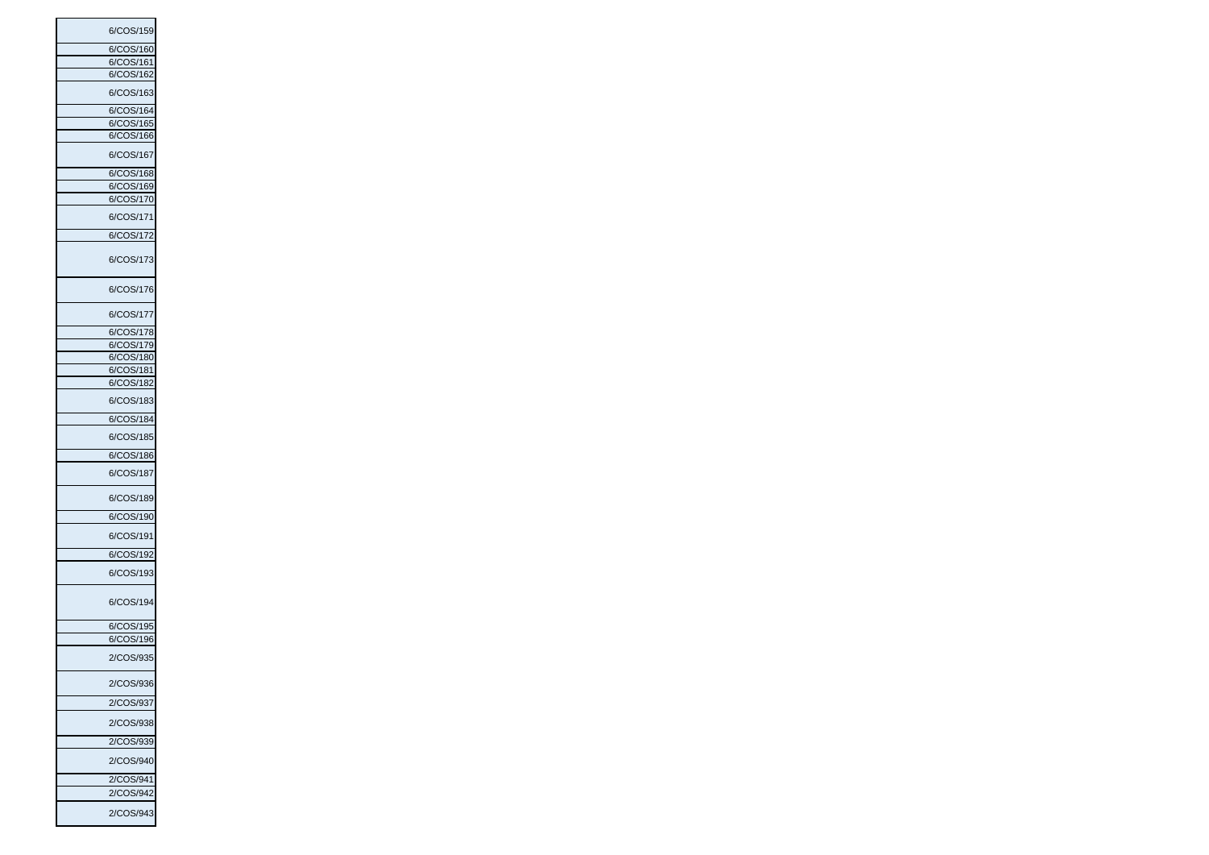| |
|---|
| 6/COS/159 |
| 6/COS/160 |
| 6/COS/161 |
| 6/COS/162 |
| 6/COS/163 |
| 6/COS/164 |
| 6/COS/165 |
| 6/COS/166 |
| 6/COS/167 |
| 6/COS/168 |
| 6/COS/169 |
| 6/COS/170 |
| 6/COS/171 |
| 6/COS/172 |
| 6/COS/173 |
| 6/COS/176 |
| 6/COS/177 |
| 6/COS/178 |
| 6/COS/179 |
| 6/COS/180 |
| 6/COS/181 |
| 6/COS/182 |
| 6/COS/183 |
| 6/COS/184 |
| 6/COS/185 |
| 6/COS/186 |
| 6/COS/187 |
| 6/COS/189 |
| 6/COS/190 |
| 6/COS/191 |
| 6/COS/192 |
| 6/COS/193 |
| 6/COS/194 |
| 6/COS/195 |
| 6/COS/196 |
| 2/COS/935 |
| 2/COS/936 |
| 2/COS/937 |
| 2/COS/938 |
| 2/COS/939 |
| 2/COS/940 |
| 2/COS/941 |
| 2/COS/942 |
| 2/COS/943 |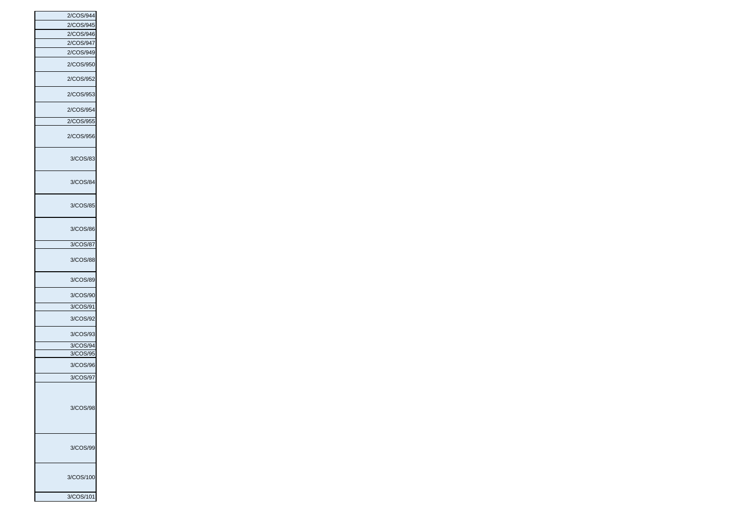| |
|---|
| 2/COS/944 |
| 2/COS/945 |
| 2/COS/946 |
| 2/COS/947 |
| 2/COS/949 |
| 2/COS/950 |
| 2/COS/952 |
| 2/COS/953 |
| 2/COS/954 |
| 2/COS/955 |
| 2/COS/956 |
| 3/COS/83 |
| 3/COS/84 |
| 3/COS/85 |
| 3/COS/86 |
| 3/COS/87 |
| 3/COS/88 |
| 3/COS/89 |
| 3/COS/90 |
| 3/COS/91 |
| 3/COS/92 |
| 3/COS/93 |
| 3/COS/94 |
| 3/COS/95 |
| 3/COS/96 |
| 3/COS/97 |
| 3/COS/98 |
| 3/COS/99 |
| 3/COS/100 |
| 3/COS/101 |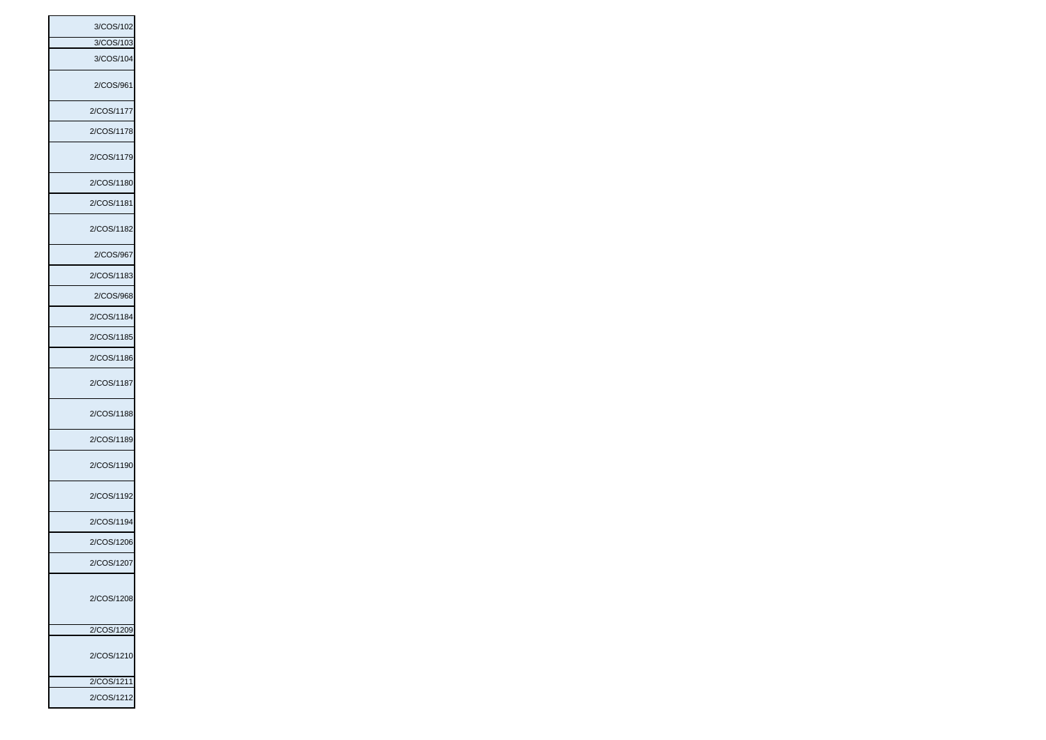| |
|---|
| 3/COS/102 |
| 3/COS/103 |
| 3/COS/104 |
| 2/COS/961 |
| 2/COS/1177 |
| 2/COS/1178 |
| 2/COS/1179 |
| 2/COS/1180 |
| 2/COS/1181 |
| 2/COS/1182 |
| 2/COS/967 |
| 2/COS/1183 |
| 2/COS/968 |
| 2/COS/1184 |
| 2/COS/1185 |
| 2/COS/1186 |
| 2/COS/1187 |
| 2/COS/1188 |
| 2/COS/1189 |
| 2/COS/1190 |
| 2/COS/1192 |
| 2/COS/1194 |
| 2/COS/1206 |
| 2/COS/1207 |
| 2/COS/1208 |
| 2/COS/1209 |
| 2/COS/1210 |
| 2/COS/1211 |
| 2/COS/1212 |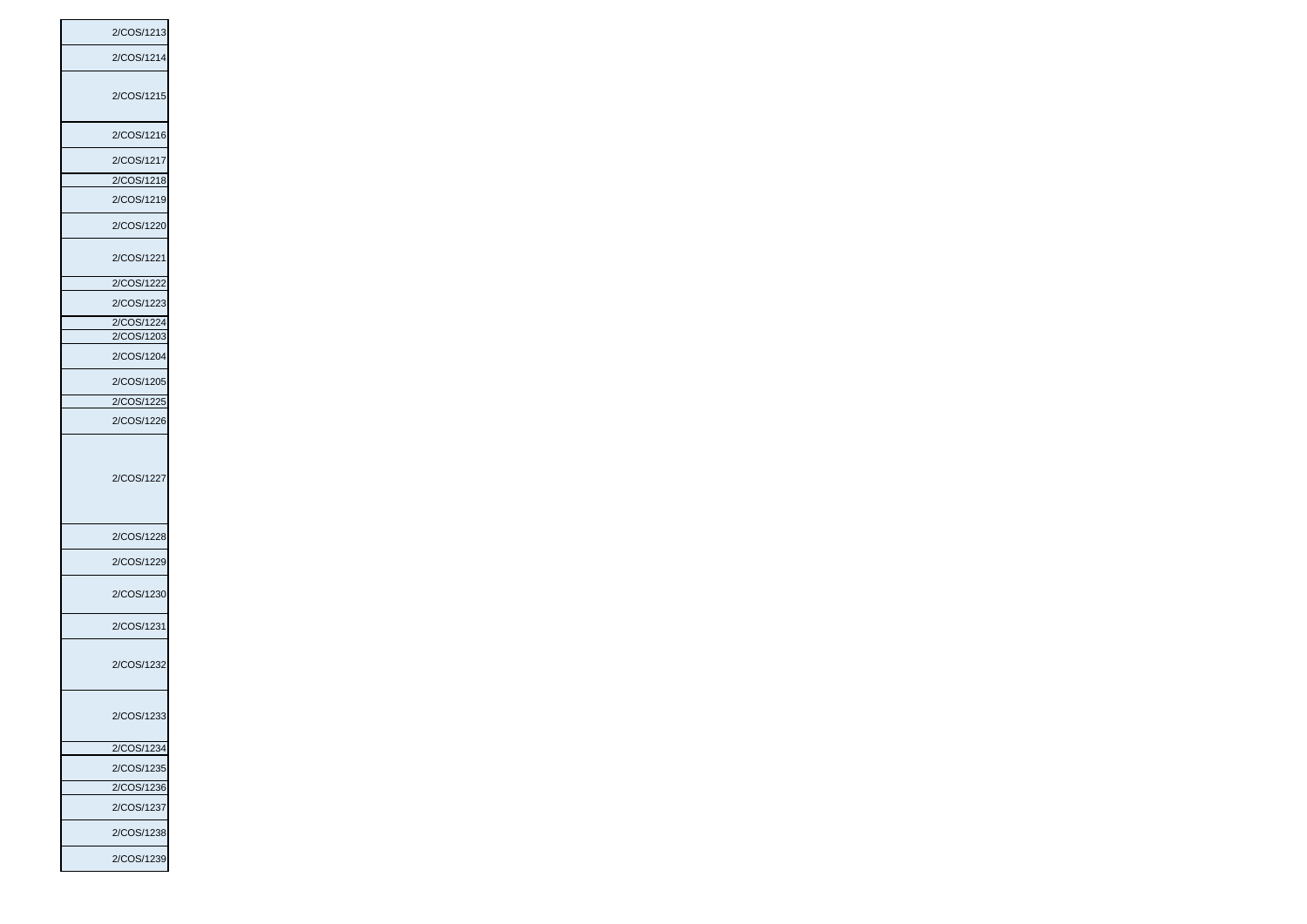| |
|---|
| 2/COS/1213 |
| 2/COS/1214 |
| 2/COS/1215 |
| 2/COS/1216 |
| 2/COS/1217 |
| 2/COS/1218 |
| 2/COS/1219 |
| 2/COS/1220 |
| 2/COS/1221 |
| 2/COS/1222 |
| 2/COS/1223 |
| 2/COS/1224 |
| 2/COS/1203 |
| 2/COS/1204 |
| 2/COS/1205 |
| 2/COS/1225 |
| 2/COS/1226 |
| 2/COS/1227 |
| 2/COS/1228 |
| 2/COS/1229 |
| 2/COS/1230 |
| 2/COS/1231 |
| 2/COS/1232 |
| 2/COS/1233 |
| 2/COS/1234 |
| 2/COS/1235 |
| 2/COS/1236 |
| 2/COS/1237 |
| 2/COS/1238 |
| 2/COS/1239 |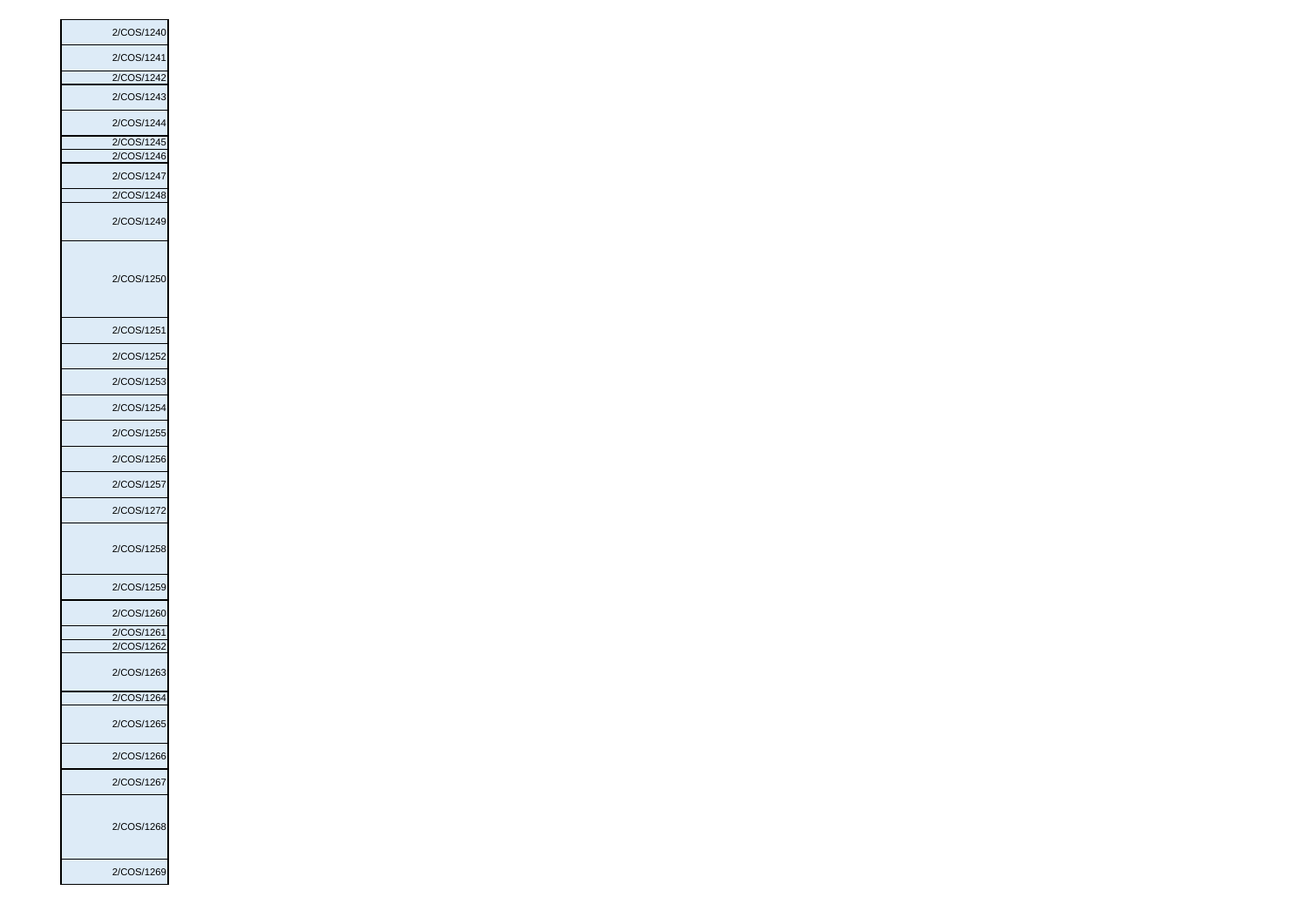| |
|---|
| 2/COS/1240 |
| 2/COS/1241 |
| 2/COS/1242 |
| 2/COS/1243 |
| 2/COS/1244 |
| 2/COS/1245 |
| 2/COS/1246 |
| 2/COS/1247 |
| 2/COS/1248 |
| 2/COS/1249 |
| 2/COS/1250 |
| 2/COS/1251 |
| 2/COS/1252 |
| 2/COS/1253 |
| 2/COS/1254 |
| 2/COS/1255 |
| 2/COS/1256 |
| 2/COS/1257 |
| 2/COS/1272 |
| 2/COS/1258 |
| 2/COS/1259 |
| 2/COS/1260 |
| 2/COS/1261 |
| 2/COS/1262 |
| 2/COS/1263 |
| 2/COS/1264 |
| 2/COS/1265 |
| 2/COS/1266 |
| 2/COS/1267 |
| 2/COS/1268 |
| 2/COS/1269 |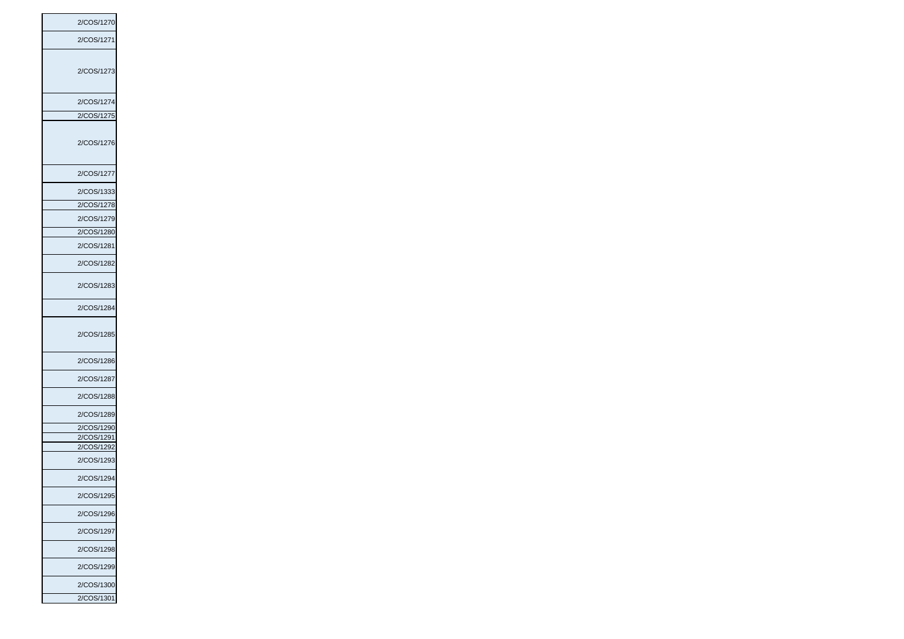| |
|---|
| 2/COS/1270 |
| 2/COS/1271 |
| 2/COS/1273 |
| 2/COS/1274 |
| 2/COS/1275 |
| 2/COS/1276 |
| 2/COS/1277 |
| 2/COS/1333 |
| 2/COS/1278 |
| 2/COS/1279 |
| 2/COS/1280 |
| 2/COS/1281 |
| 2/COS/1282 |
| 2/COS/1283 |
| 2/COS/1284 |
| 2/COS/1285 |
| 2/COS/1286 |
| 2/COS/1287 |
| 2/COS/1288 |
| 2/COS/1289 |
| 2/COS/1290 |
| 2/COS/1291 |
| 2/COS/1292 |
| 2/COS/1293 |
| 2/COS/1294 |
| 2/COS/1295 |
| 2/COS/1296 |
| 2/COS/1297 |
| 2/COS/1298 |
| 2/COS/1299 |
| 2/COS/1300 |
| 2/COS/1301 |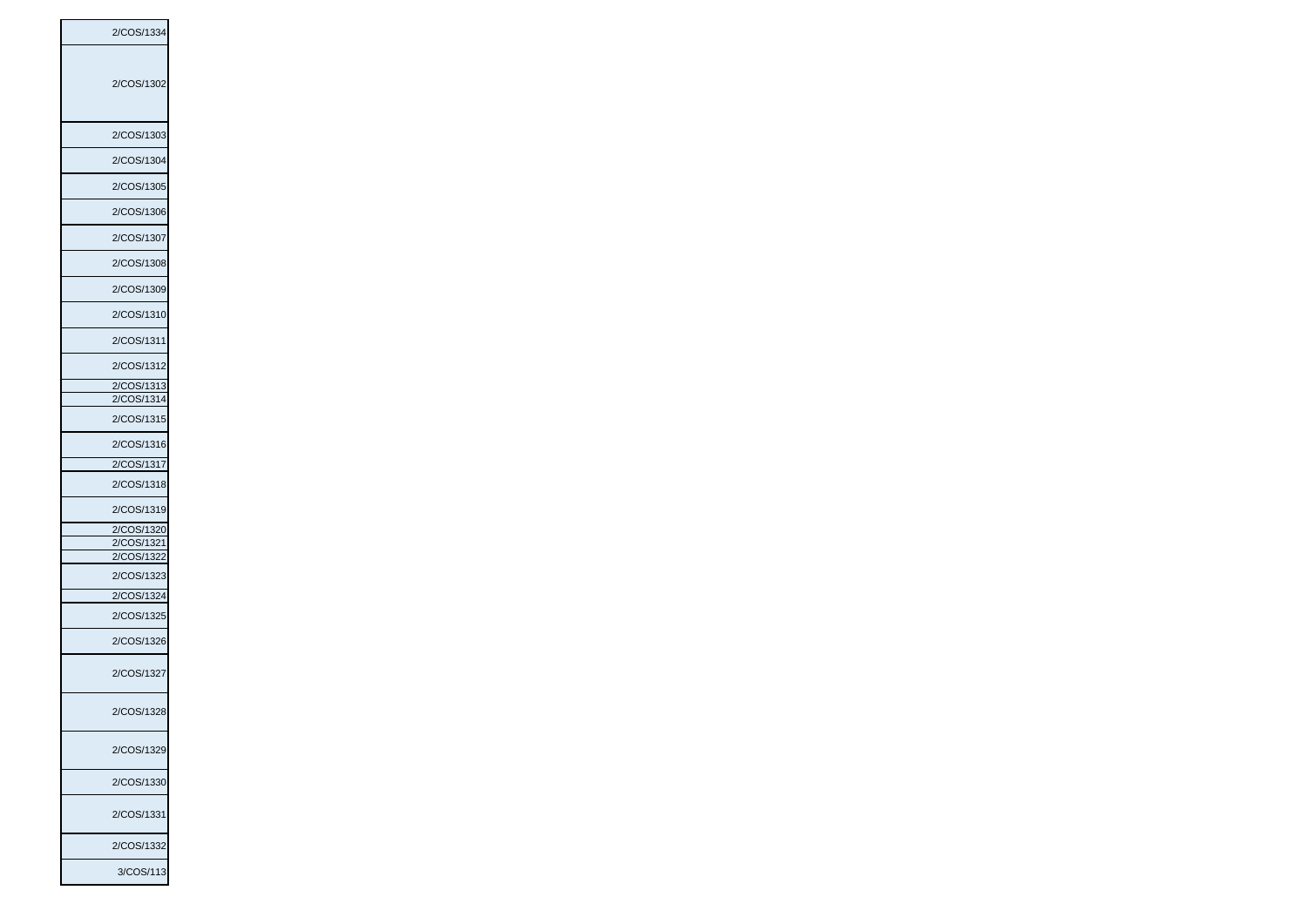| 2/COS/1334 |
| --- |
| 2/COS/1302 |
| 2/COS/1303 |
| 2/COS/1304 |
| 2/COS/1305 |
| 2/COS/1306 |
| 2/COS/1307 |
| 2/COS/1308 |
| 2/COS/1309 |
| 2/COS/1310 |
| 2/COS/1311 |
| 2/COS/1312 |
| 2/COS/1313 |
| 2/COS/1314 |
| 2/COS/1315 |
| 2/COS/1316 |
| 2/COS/1317 |
| 2/COS/1318 |
| 2/COS/1319 |
| 2/COS/1320 |
| 2/COS/1321 |
| 2/COS/1322 |
| 2/COS/1323 |
| 2/COS/1324 |
| 2/COS/1325 |
| 2/COS/1326 |
| 2/COS/1327 |
| 2/COS/1328 |
| 2/COS/1329 |
| 2/COS/1330 |
| 2/COS/1331 |
| 2/COS/1332 |
| 3/COS/113 |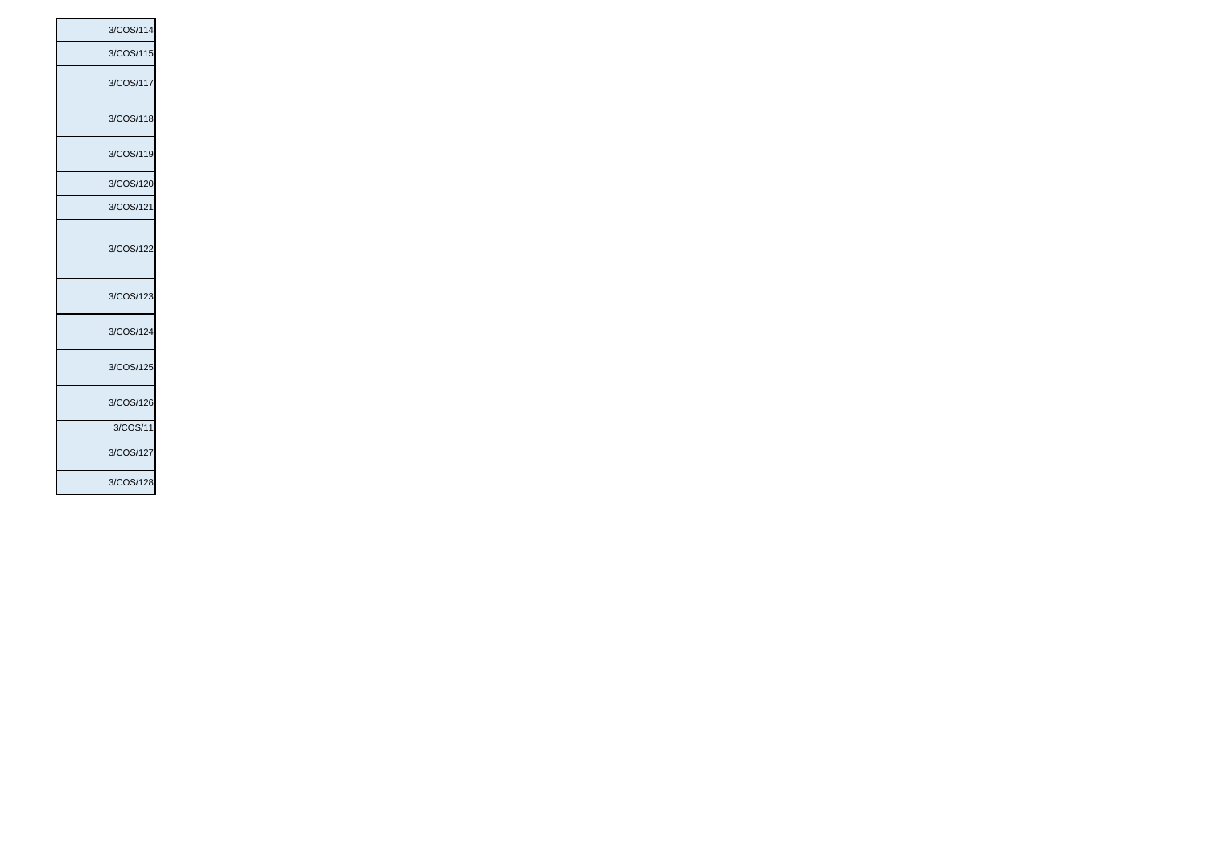| |
|---|
| 3/COS/114 |
| 3/COS/115 |
| 3/COS/117 |
| 3/COS/118 |
| 3/COS/119 |
| 3/COS/120 |
| 3/COS/121 |
| 3/COS/122 |
| 3/COS/123 |
| 3/COS/124 |
| 3/COS/125 |
| 3/COS/126 |
| 3/COS/11 |
| 3/COS/127 |
| 3/COS/128 |